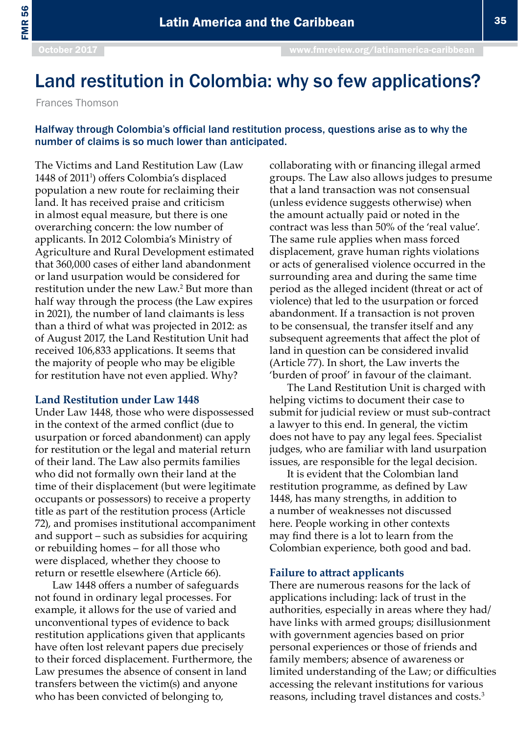# Land restitution in Colombia: why so few applications?

Frances Thomson

**Halfway through Colombia's official land restitution process, questions arise as to why the number of claims is so much lower than anticipated.**

The Victims and Land Restitution Law (Law 1448 of 2011[1]) offers Colombia's displaced population a new route for reclaiming their land. It has received praise and criticism in almost equal measure, but there is one overarching concern: the low number of applicants. In 2012 Colombia's Ministry of Agriculture and Rural Development estimated that 360,000 cases of either land abandonment or land usurpation would be considered for restitution under the new Law.[2] But more than half way through the process (the Law expires in 2021), the number of land claimants is less than a third of what was projected in 2012: as of August 2017, the Land Restitution Unit had received 106,833 applications. It seems that the majority of people who may be eligible for restitution have not even applied. Why?

### Land Restitution under Law 1448

Under Law 1448, those who were dispossessed in the context of the armed conflict (due to usurpation or forced abandonment) can apply for restitution or the legal and material return of their land. The Law also permits families who did not formally own their land at the time of their displacement (but were legitimate occupants or possessors) to receive a property title as part of the restitution process (Article 72), and promises institutional accompaniment and support – such as subsidies for acquiring or rebuilding homes – for all those who were displaced, whether they choose to return or resettle elsewhere (Article 66).

Law 1448 offers a number of safeguards not found in ordinary legal processes. For example, it allows for the use of varied and unconventional types of evidence to back restitution applications given that applicants have often lost relevant papers due precisely to their forced displacement. Furthermore, the Law presumes the absence of consent in land transfers between the victim(s) and anyone who has been convicted of belonging to, collaborating with or financing illegal armed groups. The Law also allows judges to presume that a land transaction was not consensual (unless evidence suggests otherwise) when the amount actually paid or noted in the contract was less than 50% of the 'real value'. The same rule applies when mass forced displacement, grave human rights violations or acts of generalised violence occurred in the surrounding area and during the same time period as the alleged incident (threat or act of violence) that led to the usurpation or forced abandonment. If a transaction is not proven to be consensual, the transfer itself and any subsequent agreements that affect the plot of land in question can be considered invalid (Article 77). In short, the Law inverts the 'burden of proof' in favour of the claimant.

The Land Restitution Unit is charged with helping victims to document their case to submit for judicial review or must sub-contract a lawyer to this end. In general, the victim does not have to pay any legal fees. Specialist judges, who are familiar with land usurpation issues, are responsible for the legal decision.

It is evident that the Colombian land restitution programme, as defined by Law 1448, has many strengths, in addition to a number of weaknesses not discussed here. People working in other contexts may find there is a lot to learn from the Colombian experience, both good and bad.

### Failure to attract applicants

There are numerous reasons for the lack of applications including: lack of trust in the authorities, especially in areas where they had/have links with armed groups; disillusionment with government agencies based on prior personal experiences or those of friends and family members; absence of awareness or limited understanding of the Law; or difficulties accessing the relevant institutions for various reasons, including travel distances and costs.[3]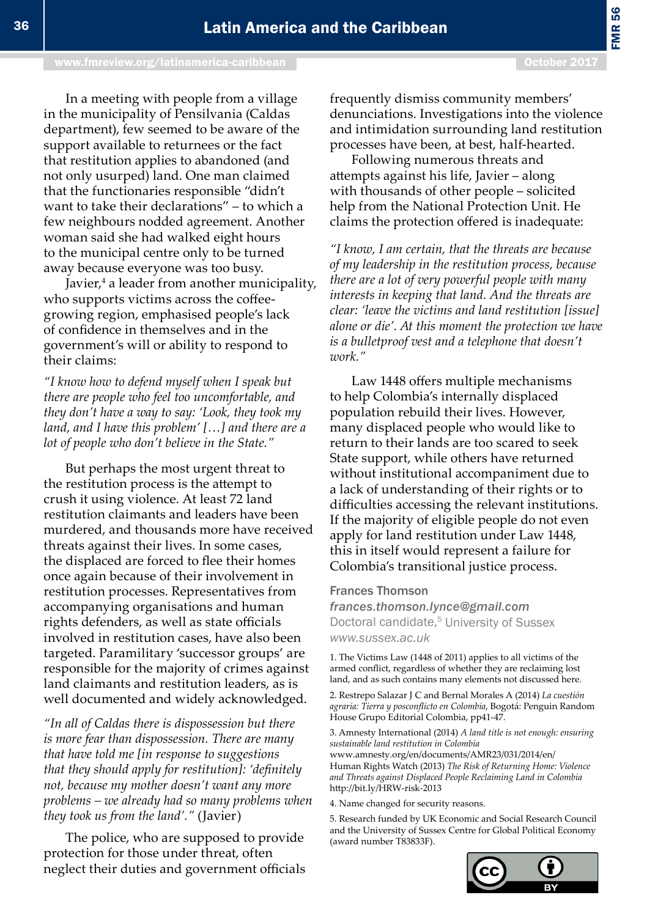In a meeting with people from a village in the municipality of Pensilvania (Caldas department), few seemed to be aware of the support available to returnees or the fact that restitution applies to abandoned (and not only usurped) land. One man claimed that the functionaries responsible "didn't want to take their declarations" – to which a few neighbours nodded agreement. Another woman said she had walked eight hours to the municipal centre only to be turned away because everyone was too busy.

Javier,[4] a leader from another municipality, who supports victims across the coffee-growing region, emphasised people's lack of confidence in themselves and in the government's will or ability to respond to their claims:

*"I know how to defend myself when I speak but there are people who feel too uncomfortable, and they don't have a way to say: 'Look, they took my land, and I have this problem' […] and there are a lot of people who don't believe in the State."*

But perhaps the most urgent threat to the restitution process is the attempt to crush it using violence. At least 72 land restitution claimants and leaders have been murdered, and thousands more have received threats against their lives. In some cases, the displaced are forced to flee their homes once again because of their involvement in restitution processes. Representatives from accompanying organisations and human rights defenders, as well as state officials involved in restitution cases, have also been targeted. Paramilitary 'successor groups' are responsible for the majority of crimes against land claimants and restitution leaders, as is well documented and widely acknowledged.

*"In all of Caldas there is dispossession but there is more fear than dispossession. There are many that have told me [in response to suggestions that they should apply for restitution]: 'definitely not, because my mother doesn't want any more problems – we already had so many problems when they took us from the land'."* (Javier)

The police, who are supposed to provide protection for those under threat, often neglect their duties and government officials frequently dismiss community members' denunciations. Investigations into the violence and intimidation surrounding land restitution processes have been, at best, half-hearted.

Following numerous threats and attempts against his life, Javier – along with thousands of other people – solicited help from the National Protection Unit. He claims the protection offered is inadequate:

*"I know, I am certain, that the threats are because of my leadership in the restitution process, because there are a lot of very powerful people with many interests in keeping that land. And the threats are clear: 'leave the victims and land restitution [issue] alone or die'. At this moment the protection we have is a bulletproof vest and a telephone that doesn't work."*

Law 1448 offers multiple mechanisms to help Colombia's internally displaced population rebuild their lives. However, many displaced people who would like to return to their lands are too scared to seek State support, while others have returned without institutional accompaniment due to a lack of understanding of their rights or to difficulties accessing the relevant institutions. If the majority of eligible people do not even apply for land restitution under Law 1448, this in itself would represent a failure for Colombia's transitional justice process.

**Frances Thomson**
*frances.thomson.lynce@gmail.com*
Doctoral candidate,[5] University of Sussex
*www.sussex.ac.uk*

1. The Victims Law (1448 of 2011) applies to all victims of the armed conflict, regardless of whether they are reclaiming lost land, and as such contains many elements not discussed here.

2. Restrepo Salazar J C and Bernal Morales A (2014) *La cuestión agraria: Tierra y posconflicto en Colombia*, Bogotá: Penguin Random House Grupo Editorial Colombia, pp41-47.

3. Amnesty International (2014) *A land title is not enough: ensuring sustainable land restitution in Colombia*
www.amnesty.org/en/documents/AMR23/031/2014/en/
Human Rights Watch (2013) *The Risk of Returning Home: Violence and Threats against Displaced People Reclaiming Land in Colombia*
http://bit.ly/HRW-risk-2013

4. Name changed for security reasons.

5. Research funded by UK Economic and Social Research Council and the University of Sussex Centre for Global Political Economy (award number T83833F).